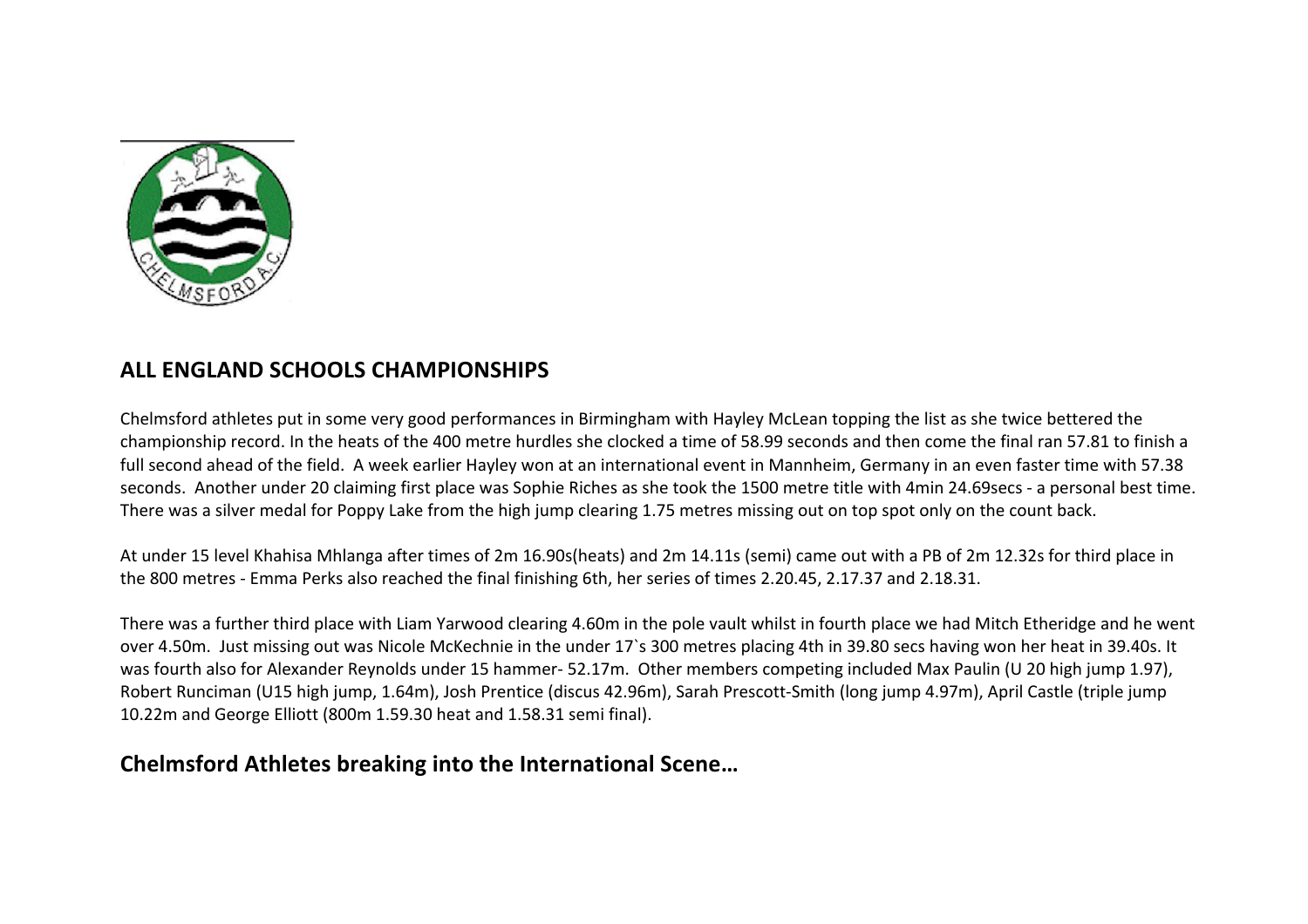## ALL ENGLAND SCHOOLS CHAMPIONSHIPS

Chelmsford athletes put in some very good performances in Birmingham with Hayley McLean topping the list as she twice bettered the championship record. In the heats of the 400 metre hurdles she clocked a time of 58.99 seconds and then come the final ran 57.81 to finish a full second ahead of the field. A week earlier Hayley won at an international event in Mannheim, Germany in an even faster time with 57.38 seconds. Another under 20 claiming first place was Sophie Riches as she took the 1500 metre title with 4min 24.69secs - a personal best time. There was a silver medal for Poppy Lake from the high jump clearing 1.75 metres missing out on top spot only on the count back.

At under 15 level Khahisa Mhlanga after times of 2m 16.90s(heats) and 2m 14.11s (semi) came out with a PB of 2m 12.32s for third place in the 800 metres - Emma Perks also reached the final finishing 6th, her series of times 2.20.45, 2.17.37 and 2.18.31.

There was a further third place with Liam Yarwood clearing 4.60m in the pole vault whilst in fourth place we had Mitch Etheridge and he went over 4.50m. Just missing out was Nicole McKechnie in the under 17`s 300 metres placing 4th in 39.80 secs having won her heat in 39.40s. It was fourth also for Alexander Reynolds under 15 hammer- 52.17m. Other members competing included Max Paulin (U 20 high jump 1.97), Robert Runciman (U15 high jump, 1.64m), Josh Prentice (discus 42.96m), Sarah Prescott-Smith (long jump 4.97m), April Castle (triple jump 10.22m and George Elliott (800m 1.59.30 heat and 1.58.31 semi final).

## Chelmsford Athletes breaking into the International Scene…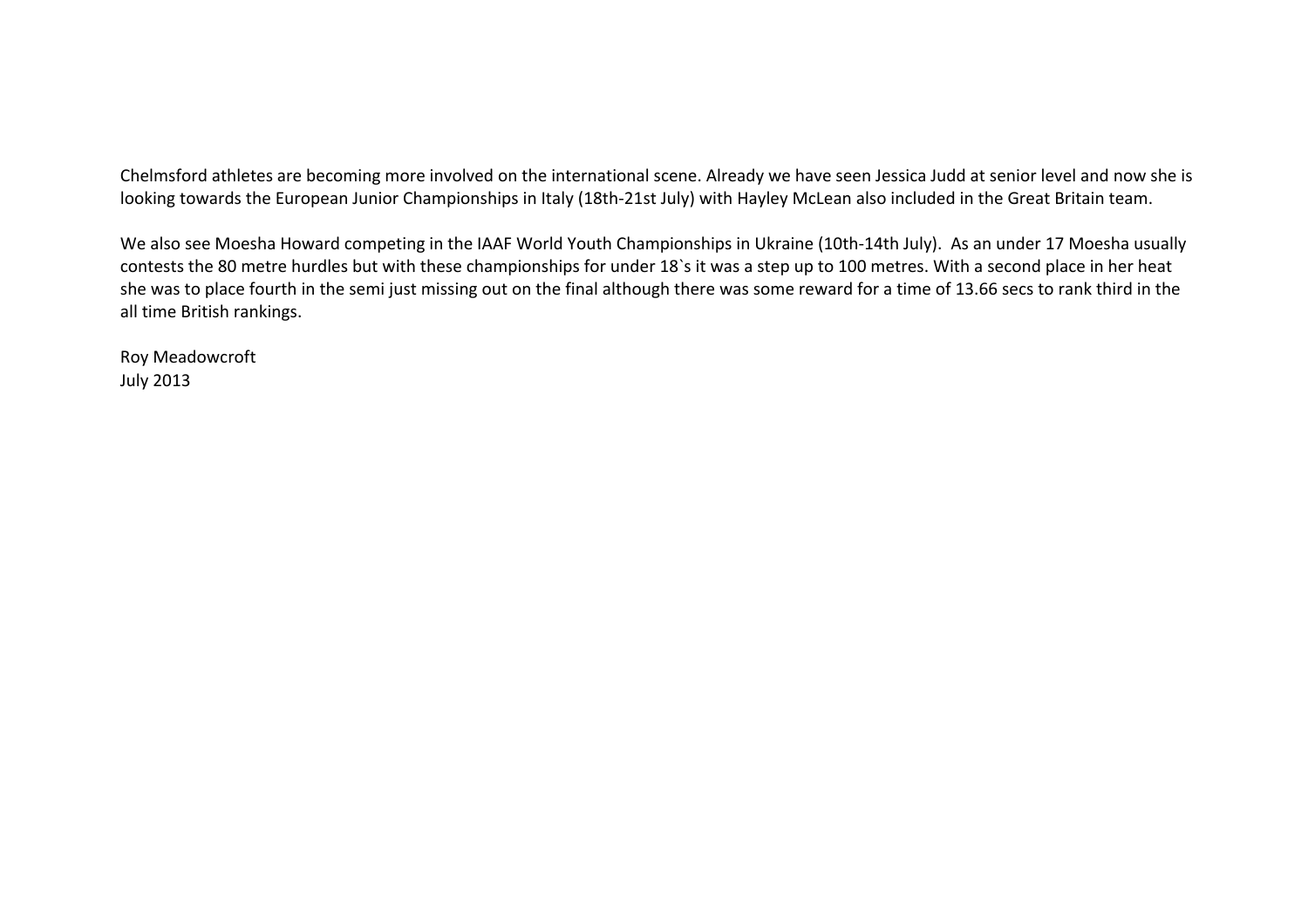Chelmsford athletes are becoming more involved on the international scene. Already we have seen Jessica Judd at senior level and now she is looking towards the European Junior Championships in Italy (18th-21st July) with Hayley McLean also included in the Great Britain team.

We also see Moesha Howard competing in the IAAF World Youth Championships in Ukraine (10th-14th July).  As an under 17 Moesha usually contests the 80 metre hurdles but with these championships for under 18`s it was a step up to 100 metres. With a second place in her heat she was to place fourth in the semi just missing out on the final although there was some reward for a time of 13.66 secs to rank third in the all time British rankings.

Roy Meadowcroft  
July 2013